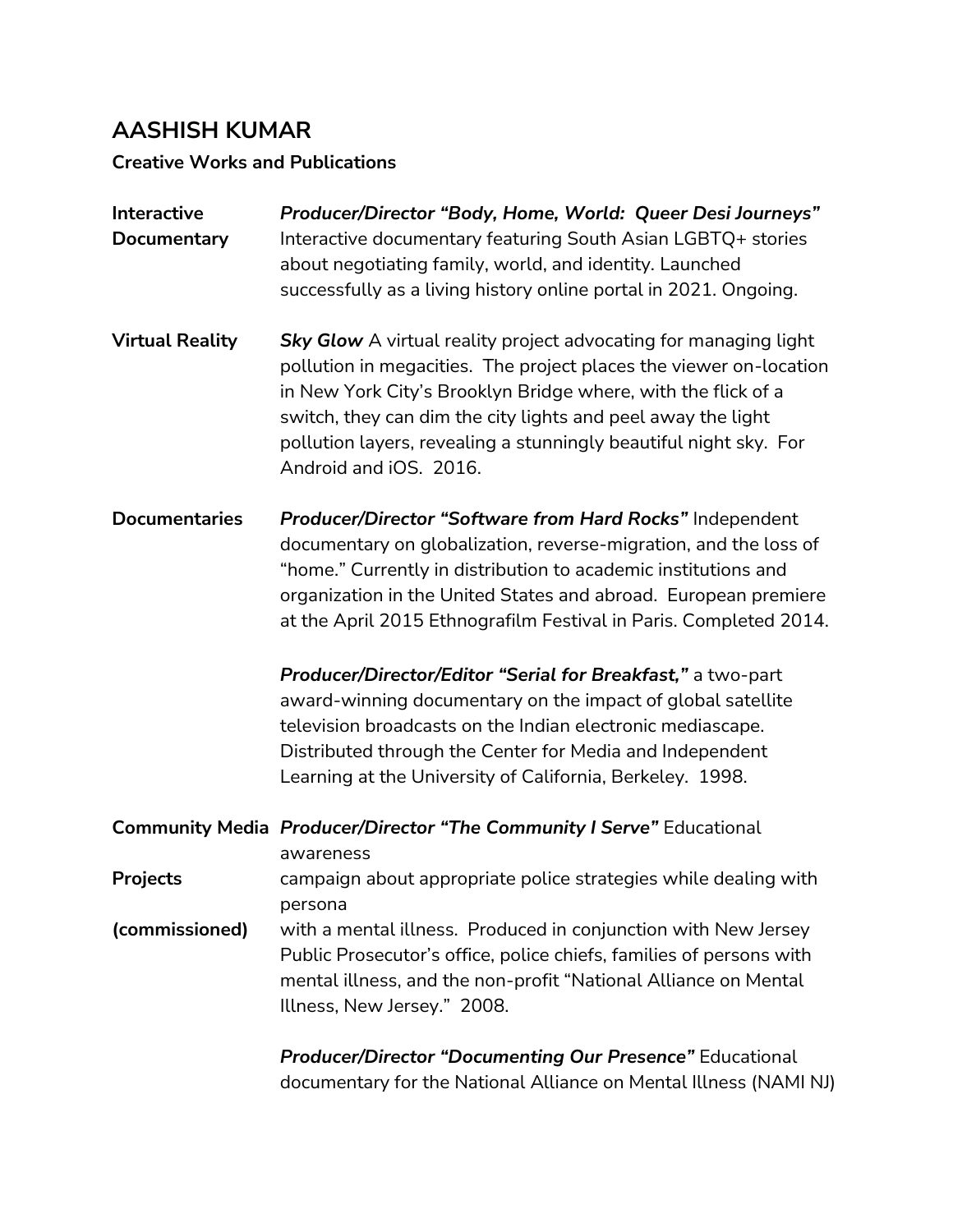# AASHISH KUMAR

**Creative Works and Publications**

**Interactive Documentary**

***Producer/Director "Body, Home, World: Queer Desi Journeys"*** Interactive documentary featuring South Asian LGBTQ+ stories about negotiating family, world, and identity. Launched successfully as a living history online portal in 2021. Ongoing.

**Virtual Reality**

***Sky Glow*** A virtual reality project advocating for managing light pollution in megacities. The project places the viewer on-location in New York City's Brooklyn Bridge where, with the flick of a switch, they can dim the city lights and peel away the light pollution layers, revealing a stunningly beautiful night sky. For Android and iOS. 2016.

**Documentaries**

***Producer/Director "Software from Hard Rocks"*** Independent documentary on globalization, reverse-migration, and the loss of "home." Currently in distribution to academic institutions and organization in the United States and abroad. European premiere at the April 2015 Ethnografilm Festival in Paris. Completed 2014.

***Producer/Director/Editor "Serial for Breakfast,"*** a two-part award-winning documentary on the impact of global satellite television broadcasts on the Indian electronic mediascape. Distributed through the Center for Media and Independent Learning at the University of California, Berkeley. 1998.

**Community Media Projects (commissioned)**

***Producer/Director "The Community I Serve"*** Educational awareness campaign about appropriate police strategies while dealing with persona with a mental illness. Produced in conjunction with New Jersey Public Prosecutor's office, police chiefs, families of persons with mental illness, and the non-profit "National Alliance on Mental Illness, New Jersey." 2008.

***Producer/Director "Documenting Our Presence"*** Educational documentary for the National Alliance on Mental Illness (NAMI NJ)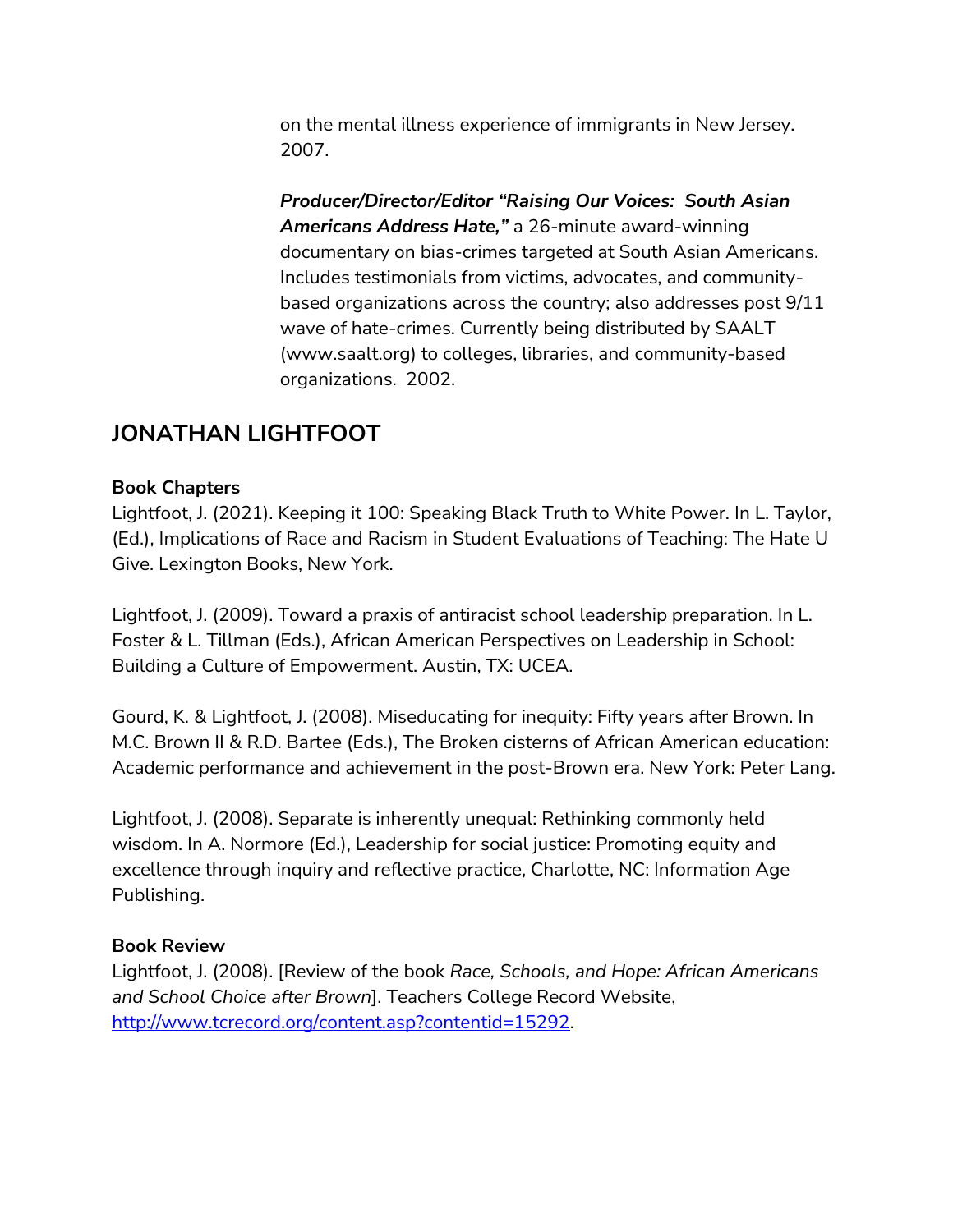on the mental illness experience of immigrants in New Jersey. 2007.

***Producer/Director/Editor "Raising Our Voices: South Asian Americans Address Hate,"*** a 26-minute award-winning documentary on bias-crimes targeted at South Asian Americans. Includes testimonials from victims, advocates, and community-based organizations across the country; also addresses post 9/11 wave of hate-crimes. Currently being distributed by SAALT (www.saalt.org) to colleges, libraries, and community-based organizations. 2002.

## JONATHAN LIGHTFOOT

**Book Chapters**

Lightfoot, J. (2021). Keeping it 100: Speaking Black Truth to White Power. In L. Taylor, (Ed.), Implications of Race and Racism in Student Evaluations of Teaching: The Hate U Give. Lexington Books, New York.

Lightfoot, J. (2009). Toward a praxis of antiracist school leadership preparation. In L. Foster & L. Tillman (Eds.), African American Perspectives on Leadership in School: Building a Culture of Empowerment. Austin, TX: UCEA.

Gourd, K. & Lightfoot, J. (2008). Miseducating for inequity: Fifty years after Brown. In M.C. Brown II & R.D. Bartee (Eds.), The Broken cisterns of African American education: Academic performance and achievement in the post-Brown era. New York: Peter Lang.

Lightfoot, J. (2008). Separate is inherently unequal: Rethinking commonly held wisdom. In A. Normore (Ed.), Leadership for social justice: Promoting equity and excellence through inquiry and reflective practice, Charlotte, NC: Information Age Publishing.

**Book Review**

Lightfoot, J. (2008). [Review of the book *Race, Schools, and Hope: African Americans and School Choice after Brown*]. Teachers College Record Website, http://www.tcrecord.org/content.asp?contentid=15292.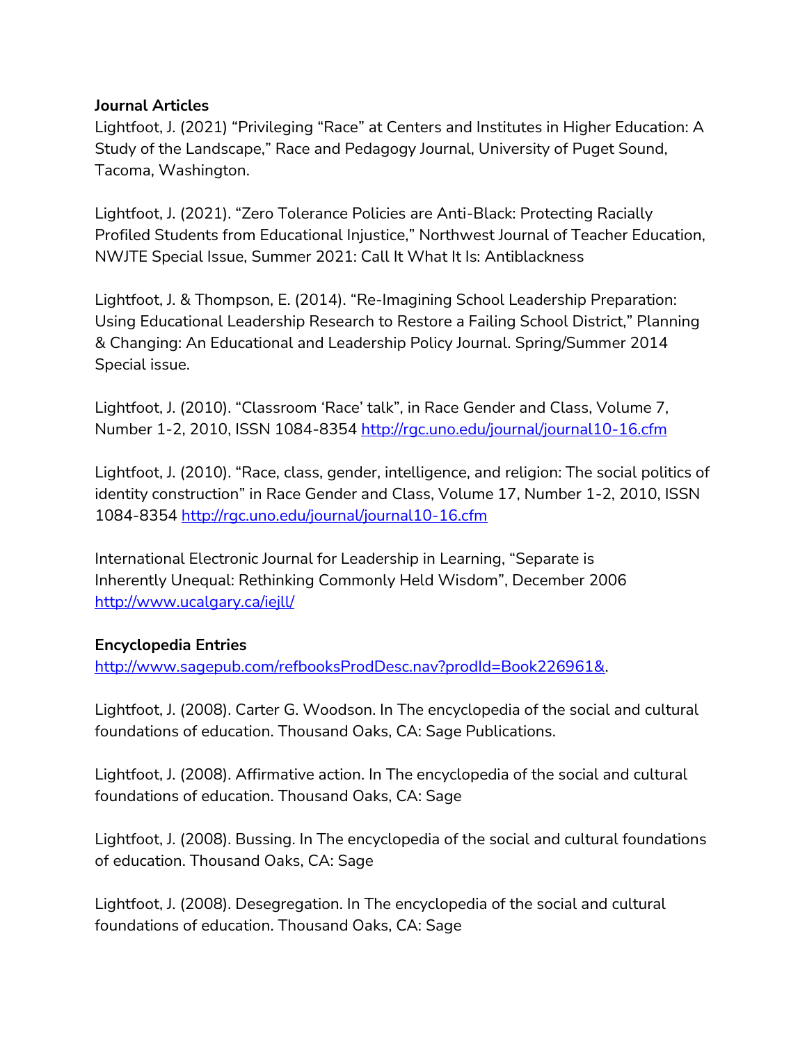**Journal Articles**

Lightfoot, J. (2021) "Privileging "Race" at Centers and Institutes in Higher Education: A Study of the Landscape," Race and Pedagogy Journal, University of Puget Sound, Tacoma, Washington.

Lightfoot, J. (2021). "Zero Tolerance Policies are Anti-Black: Protecting Racially Profiled Students from Educational Injustice," Northwest Journal of Teacher Education, NWJTE Special Issue, Summer 2021: Call It What It Is: Antiblackness

Lightfoot, J. & Thompson, E. (2014). "Re-Imagining School Leadership Preparation: Using Educational Leadership Research to Restore a Failing School District," Planning & Changing: An Educational and Leadership Policy Journal. Spring/Summer 2014 Special issue.

Lightfoot, J. (2010). "Classroom 'Race' talk", in Race Gender and Class, Volume 7, Number 1-2, 2010, ISSN 1084-8354 http://rgc.uno.edu/journal/journal10-16.cfm

Lightfoot, J. (2010). "Race, class, gender, intelligence, and religion: The social politics of identity construction" in Race Gender and Class, Volume 17, Number 1-2, 2010, ISSN 1084-8354 http://rgc.uno.edu/journal/journal10-16.cfm

International Electronic Journal for Leadership in Learning, "Separate is Inherently Unequal: Rethinking Commonly Held Wisdom", December 2006 http://www.ucalgary.ca/iejll/

**Encyclopedia Entries**

http://www.sagepub.com/refbooksProdDesc.nav?prodId=Book226961&.

Lightfoot, J. (2008). Carter G. Woodson. In The encyclopedia of the social and cultural foundations of education. Thousand Oaks, CA: Sage Publications.

Lightfoot, J. (2008). Affirmative action. In The encyclopedia of the social and cultural foundations of education. Thousand Oaks, CA: Sage

Lightfoot, J. (2008). Bussing. In The encyclopedia of the social and cultural foundations of education. Thousand Oaks, CA: Sage

Lightfoot, J. (2008). Desegregation. In The encyclopedia of the social and cultural foundations of education. Thousand Oaks, CA: Sage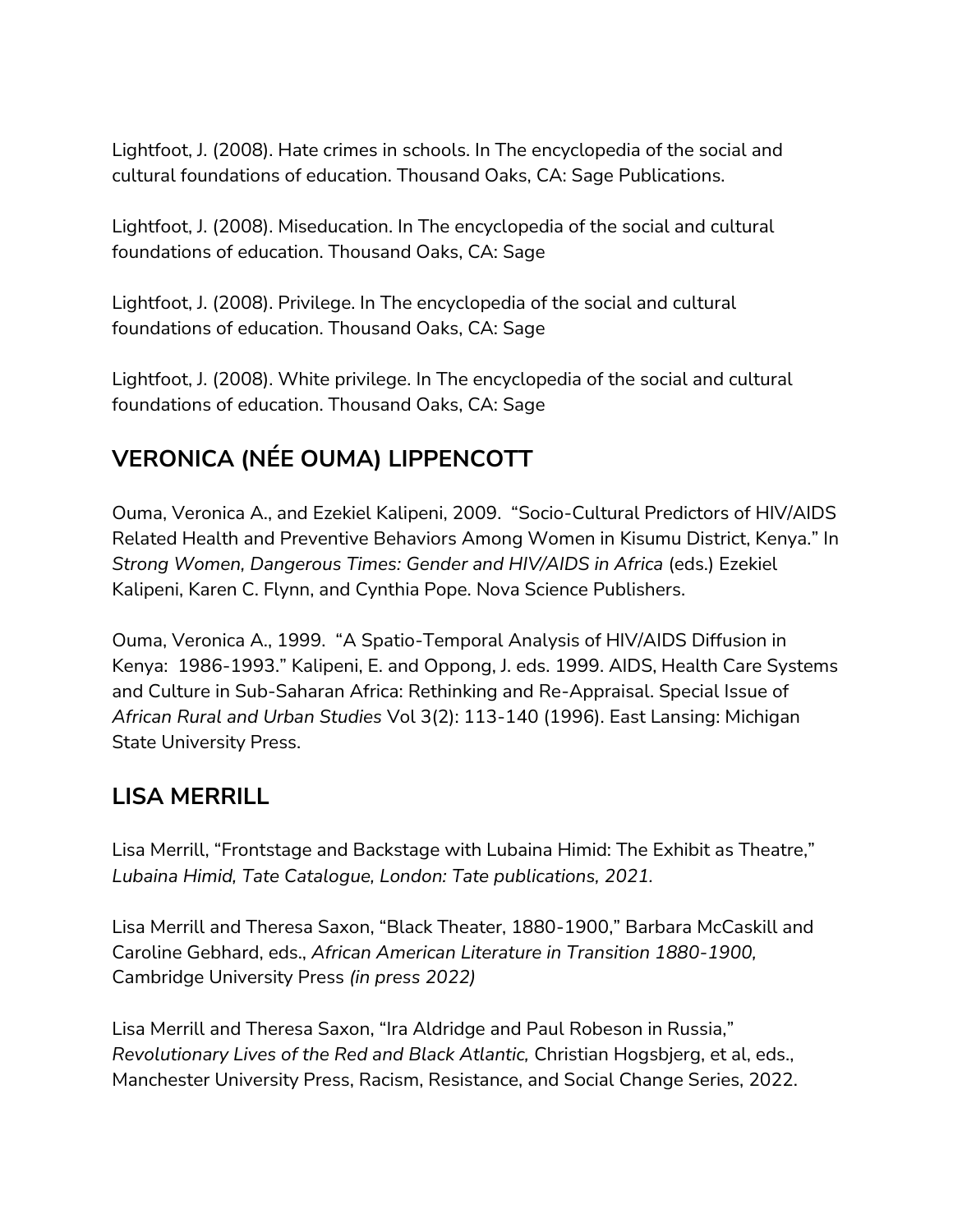Lightfoot, J. (2008). Hate crimes in schools. In The encyclopedia of the social and cultural foundations of education. Thousand Oaks, CA: Sage Publications.

Lightfoot, J. (2008). Miseducation. In The encyclopedia of the social and cultural foundations of education. Thousand Oaks, CA: Sage

Lightfoot, J. (2008). Privilege. In The encyclopedia of the social and cultural foundations of education. Thousand Oaks, CA: Sage

Lightfoot, J. (2008). White privilege. In The encyclopedia of the social and cultural foundations of education. Thousand Oaks, CA: Sage

## VERONICA (NÉE OUMA) LIPPENCOTT

Ouma, Veronica A., and Ezekiel Kalipeni, 2009. "Socio-Cultural Predictors of HIV/AIDS Related Health and Preventive Behaviors Among Women in Kisumu District, Kenya." In *Strong Women, Dangerous Times: Gender and HIV/AIDS in Africa* (eds.) Ezekiel Kalipeni, Karen C. Flynn, and Cynthia Pope. Nova Science Publishers.

Ouma, Veronica A., 1999. "A Spatio-Temporal Analysis of HIV/AIDS Diffusion in Kenya: 1986-1993." Kalipeni, E. and Oppong, J. eds. 1999. AIDS, Health Care Systems and Culture in Sub-Saharan Africa: Rethinking and Re-Appraisal. Special Issue of *African Rural and Urban Studies* Vol 3(2): 113-140 (1996). East Lansing: Michigan State University Press.

## LISA MERRILL

Lisa Merrill, "Frontstage and Backstage with Lubaina Himid: The Exhibit as Theatre," *Lubaina Himid, Tate Catalogue, London: Tate publications, 2021.*

Lisa Merrill and Theresa Saxon, "Black Theater, 1880-1900," Barbara McCaskill and Caroline Gebhard, eds., *African American Literature in Transition 1880-1900,* Cambridge University Press *(in press 2022)*

Lisa Merrill and Theresa Saxon, "Ira Aldridge and Paul Robeson in Russia," *Revolutionary Lives of the Red and Black Atlantic,* Christian Hogsbjerg, et al, eds., Manchester University Press, Racism, Resistance, and Social Change Series, 2022.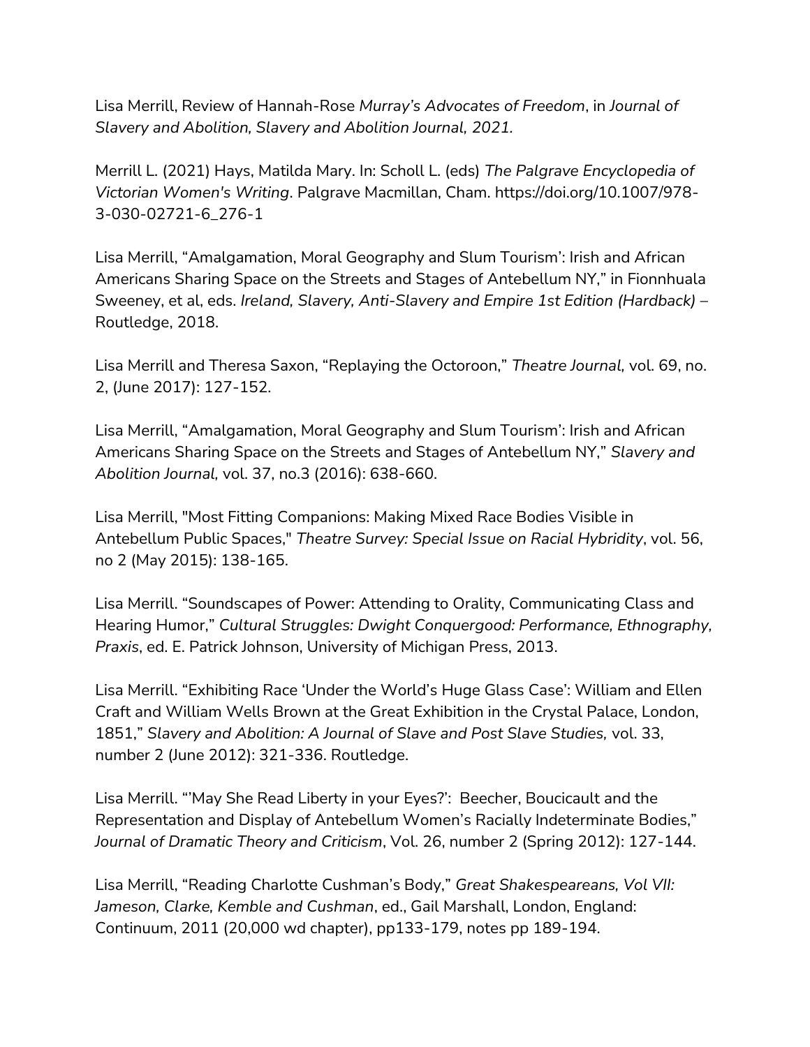Lisa Merrill, Review of Hannah-Rose *Murray's Advocates of Freedom*, in *Journal of Slavery and Abolition, Slavery and Abolition Journal, 2021.*

Merrill L. (2021) Hays, Matilda Mary. In: Scholl L. (eds) *The Palgrave Encyclopedia of Victorian Women's Writing*. Palgrave Macmillan, Cham. https://doi.org/10.1007/978-3-030-02721-6_276-1

Lisa Merrill, "Amalgamation, Moral Geography and Slum Tourism': Irish and African Americans Sharing Space on the Streets and Stages of Antebellum NY," in Fionnhuala Sweeney, et al, eds. *Ireland, Slavery, Anti-Slavery and Empire 1st Edition (Hardback)* – Routledge, 2018.

Lisa Merrill and Theresa Saxon, "Replaying the Octoroon," *Theatre Journal,* vol. 69, no. 2, (June 2017): 127-152.

Lisa Merrill, "Amalgamation, Moral Geography and Slum Tourism': Irish and African Americans Sharing Space on the Streets and Stages of Antebellum NY," *Slavery and Abolition Journal,* vol. 37, no.3 (2016): 638-660.

Lisa Merrill, "Most Fitting Companions: Making Mixed Race Bodies Visible in Antebellum Public Spaces," *Theatre Survey: Special Issue on Racial Hybridity*, vol. 56, no 2 (May 2015): 138-165.

Lisa Merrill. "Soundscapes of Power: Attending to Orality, Communicating Class and Hearing Humor," *Cultural Struggles: Dwight Conquergood: Performance, Ethnography, Praxis*, ed. E. Patrick Johnson, University of Michigan Press, 2013.

Lisa Merrill. "Exhibiting Race 'Under the World's Huge Glass Case': William and Ellen Craft and William Wells Brown at the Great Exhibition in the Crystal Palace, London, 1851," *Slavery and Abolition: A Journal of Slave and Post Slave Studies,* vol. 33, number 2 (June 2012): 321-336. Routledge.

Lisa Merrill. "'May She Read Liberty in your Eyes?': Beecher, Boucicault and the Representation and Display of Antebellum Women's Racially Indeterminate Bodies," *Journal of Dramatic Theory and Criticism*, Vol. 26, number 2 (Spring 2012): 127-144.

Lisa Merrill, "Reading Charlotte Cushman's Body," *Great Shakespeareans, Vol VII: Jameson, Clarke, Kemble and Cushman*, ed., Gail Marshall, London, England: Continuum, 2011 (20,000 wd chapter), pp133-179, notes pp 189-194.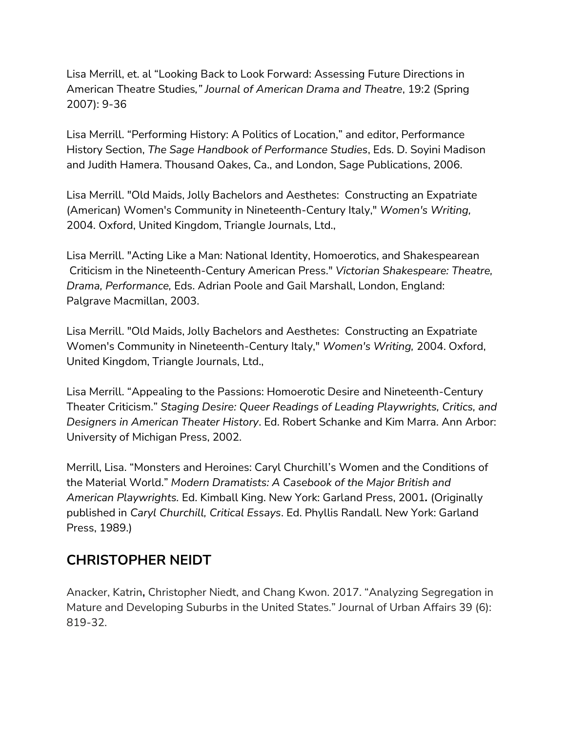Lisa Merrill, et. al "Looking Back to Look Forward: Assessing Future Directions in American Theatre Studies,*" Journal of American Drama and Theatre*, 19:2 (Spring 2007): 9-36

Lisa Merrill. "Performing History: A Politics of Location," and editor, Performance History Section, *The Sage Handbook of Performance Studies*, Eds. D. Soyini Madison and Judith Hamera. Thousand Oakes, Ca., and London, Sage Publications, 2006.

Lisa Merrill. "Old Maids, Jolly Bachelors and Aesthetes: Constructing an Expatriate (American) Women's Community in Nineteenth-Century Italy," *Women's Writing,* 2004. Oxford, United Kingdom, Triangle Journals, Ltd.,

Lisa Merrill. "Acting Like a Man: National Identity, Homoerotics, and Shakespearean Criticism in the Nineteenth-Century American Press." *Victorian Shakespeare: Theatre, Drama, Performance,* Eds. Adrian Poole and Gail Marshall, London, England: Palgrave Macmillan, 2003.

Lisa Merrill. "Old Maids, Jolly Bachelors and Aesthetes: Constructing an Expatriate Women's Community in Nineteenth-Century Italy," *Women's Writing,* 2004. Oxford, United Kingdom, Triangle Journals, Ltd.,

Lisa Merrill. "Appealing to the Passions: Homoerotic Desire and Nineteenth-Century Theater Criticism." *Staging Desire: Queer Readings of Leading Playwrights, Critics, and Designers in American Theater History*. Ed. Robert Schanke and Kim Marra. Ann Arbor: University of Michigan Press, 2002.

Merrill, Lisa. "Monsters and Heroines: Caryl Churchill's Women and the Conditions of the Material World." *Modern Dramatists: A Casebook of the Major British and American Playwrights.* Ed. Kimball King. New York: Garland Press, 2001*.* (Originally published in *Caryl Churchill, Critical Essays*. Ed. Phyllis Randall. New York: Garland Press, 1989.)

## CHRISTOPHER NEIDT

Anacker, Katrin**,** Christopher Niedt, and Chang Kwon. 2017. "Analyzing Segregation in Mature and Developing Suburbs in the United States." Journal of Urban Affairs 39 (6): 819-32.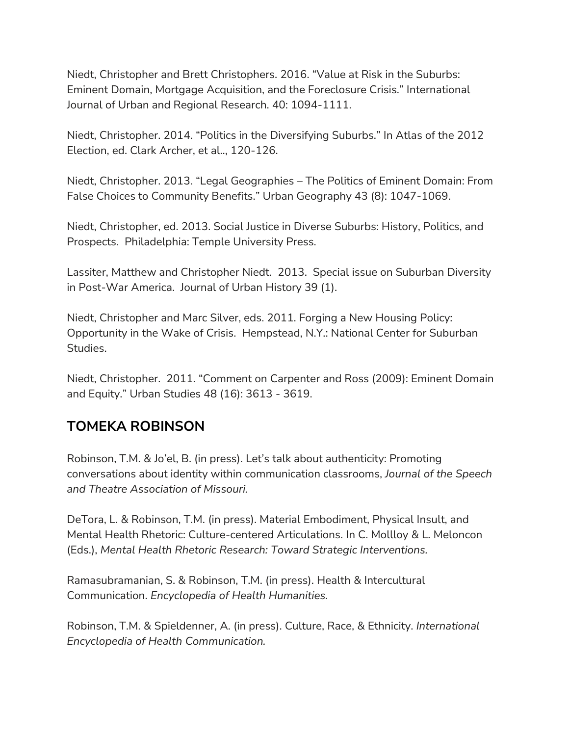Niedt, Christopher and Brett Christophers. 2016. “Value at Risk in the Suburbs: Eminent Domain, Mortgage Acquisition, and the Foreclosure Crisis.” International Journal of Urban and Regional Research. 40: 1094-1111.

Niedt, Christopher. 2014. “Politics in the Diversifying Suburbs.” In Atlas of the 2012 Election, ed. Clark Archer, et al.., 120-126.

Niedt, Christopher. 2013. “Legal Geographies – The Politics of Eminent Domain: From False Choices to Community Benefits.” Urban Geography 43 (8): 1047-1069.

Niedt, Christopher, ed. 2013. Social Justice in Diverse Suburbs: History, Politics, and Prospects. Philadelphia: Temple University Press.

Lassiter, Matthew and Christopher Niedt. 2013. Special issue on Suburban Diversity in Post-War America. Journal of Urban History 39 (1).

Niedt, Christopher and Marc Silver, eds. 2011. Forging a New Housing Policy: Opportunity in the Wake of Crisis. Hempstead, N.Y.: National Center for Suburban Studies.

Niedt, Christopher. 2011. “Comment on Carpenter and Ross (2009): Eminent Domain and Equity.” Urban Studies 48 (16): 3613 - 3619.

## TOMEKA ROBINSON

Robinson, T.M. & Jo’el, B. (in press). Let’s talk about authenticity: Promoting conversations about identity within communication classrooms, *Journal of the Speech and Theatre Association of Missouri.*

DeTora, L. & Robinson, T.M. (in press). Material Embodiment, Physical Insult, and Mental Health Rhetoric: Culture-centered Articulations. In C. Mollloy & L. Meloncon (Eds.), *Mental Health Rhetoric Research: Toward Strategic Interventions.*

Ramasubramanian, S. & Robinson, T.M. (in press). Health & Intercultural Communication. *Encyclopedia of Health Humanities.*

Robinson, T.M. & Spieldenner, A. (in press). Culture, Race, & Ethnicity. *International Encyclopedia of Health Communication.*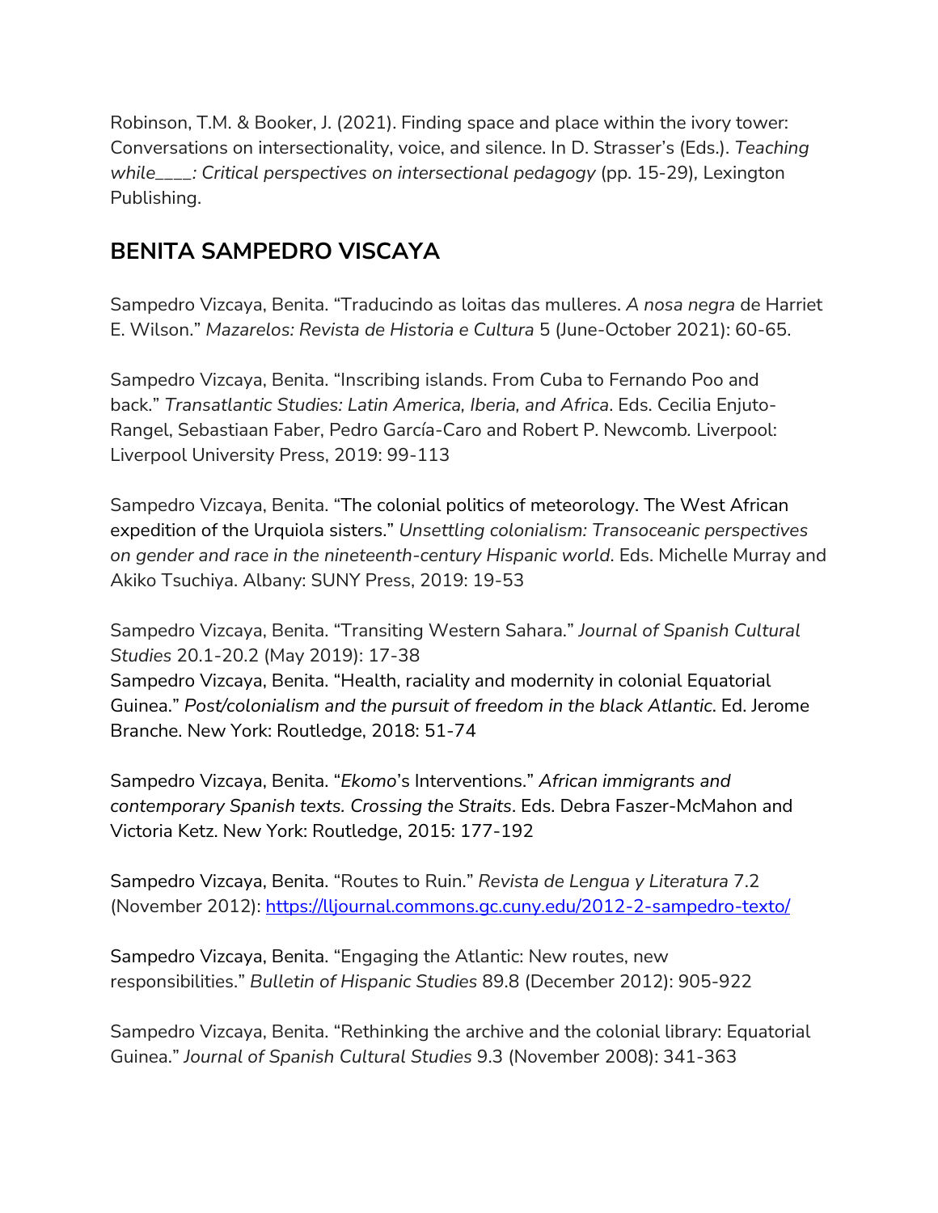Robinson, T.M. & Booker, J. (2021). Finding space and place within the ivory tower: Conversations on intersectionality, voice, and silence. In D. Strasser's (Eds.). *Teaching while____: Critical perspectives on intersectional pedagogy* (pp. 15-29), Lexington Publishing.

## BENITA SAMPEDRO VISCAYA

Sampedro Vizcaya, Benita. "Traducindo as loitas das mulleres. *A nosa negra* de Harriet E. Wilson." *Mazarelos: Revista de Historia e Cultura* 5 (June-October 2021): 60-65.

Sampedro Vizcaya, Benita. "Inscribing islands. From Cuba to Fernando Poo and back." *Transatlantic Studies: Latin America, Iberia, and Africa*. Eds. Cecilia Enjuto-Rangel, Sebastiaan Faber, Pedro García-Caro and Robert P. Newcomb. Liverpool: Liverpool University Press, 2019: 99-113

Sampedro Vizcaya, Benita. "The colonial politics of meteorology. The West African expedition of the Urquiola sisters." *Unsettling colonialism: Transoceanic perspectives on gender and race in the nineteenth-century Hispanic world*. Eds. Michelle Murray and Akiko Tsuchiya. Albany: SUNY Press, 2019: 19-53

Sampedro Vizcaya, Benita. "Transiting Western Sahara." *Journal of Spanish Cultural Studies* 20.1-20.2 (May 2019): 17-38

Sampedro Vizcaya, Benita. "Health, raciality and modernity in colonial Equatorial Guinea." *Post/colonialism and the pursuit of freedom in the black Atlantic*. Ed. Jerome Branche. New York: Routledge, 2018: 51-74

Sampedro Vizcaya, Benita. "*Ekomo*'s Interventions." *African immigrants and contemporary Spanish texts. Crossing the Straits*. Eds. Debra Faszer-McMahon and Victoria Ketz. New York: Routledge, 2015: 177-192

Sampedro Vizcaya, Benita. "Routes to Ruin." *Revista de Lengua y Literatura* 7.2 (November 2012): https://lljournal.commons.gc.cuny.edu/2012-2-sampedro-texto/

Sampedro Vizcaya, Benita. "Engaging the Atlantic: New routes, new responsibilities." *Bulletin of Hispanic Studies* 89.8 (December 2012): 905-922

Sampedro Vizcaya, Benita. "Rethinking the archive and the colonial library: Equatorial Guinea." *Journal of Spanish Cultural Studies* 9.3 (November 2008): 341-363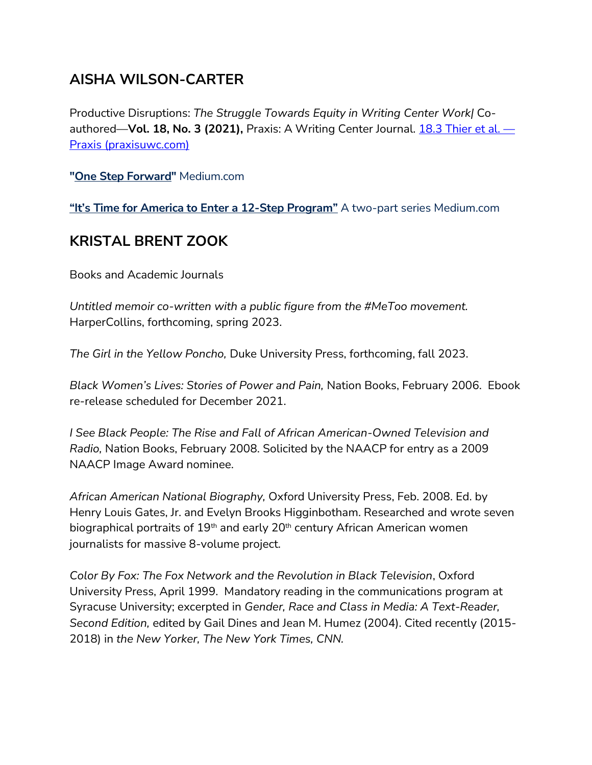## AISHA WILSON-CARTER

Productive Disruptions: *The Struggle Towards Equity in Writing Center Work|* Co-authored—**Vol. 18, No. 3 (2021),** Praxis: A Writing Center Journal. [18.3 Thier et al. — Praxis (praxisuwc.com)]

**"[One Step Forward]"** Medium.com

**[“It’s Time for America to Enter a 12-Step Program”]** A two-part series Medium.com

## KRISTAL BRENT ZOOK

Books and Academic Journals

*Untitled memoir co-written with a public figure from the #MeToo movement.* HarperCollins, forthcoming, spring 2023.

*The Girl in the Yellow Poncho,* Duke University Press, forthcoming, fall 2023.

*Black Women’s Lives: Stories of Power and Pain,* Nation Books, February 2006. Ebook re-release scheduled for December 2021.

*I See Black People: The Rise and Fall of African American-Owned Television and Radio,* Nation Books, February 2008. Solicited by the NAACP for entry as a 2009 NAACP Image Award nominee.

*African American National Biography,* Oxford University Press, Feb. 2008. Ed. by Henry Louis Gates, Jr. and Evelyn Brooks Higginbotham. Researched and wrote seven biographical portraits of 19th and early 20th century African American women journalists for massive 8-volume project.

*Color By Fox: The Fox Network and the Revolution in Black Television*, Oxford University Press, April 1999. Mandatory reading in the communications program at Syracuse University; excerpted in *Gender, Race and Class in Media: A Text-Reader, Second Edition,* edited by Gail Dines and Jean M. Humez (2004). Cited recently (2015-2018) in *the New Yorker, The New York Times, CNN.*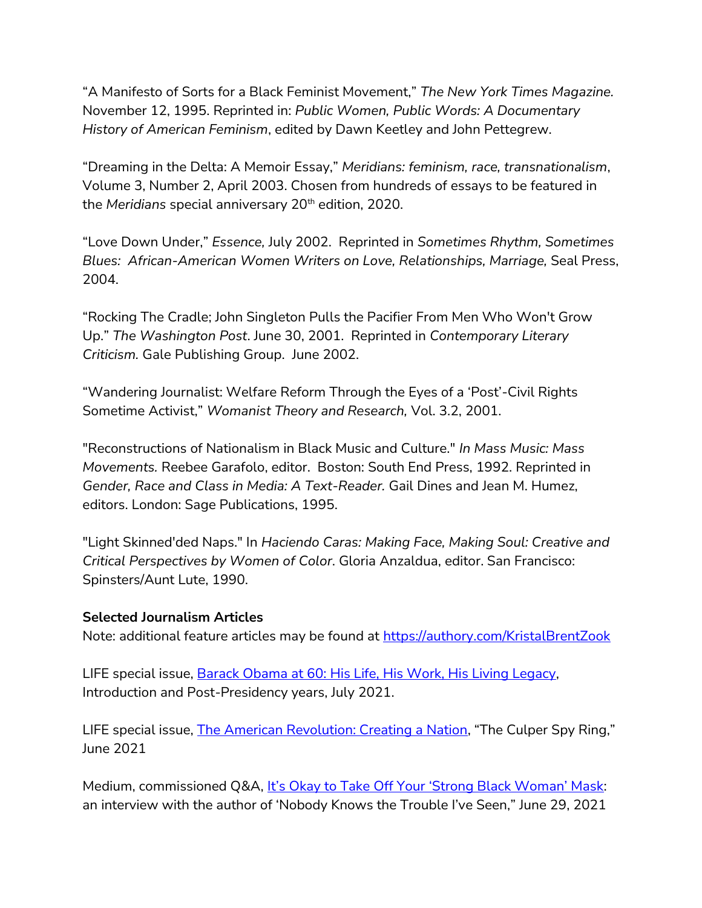"A Manifesto of Sorts for a Black Feminist Movement," *The New York Times Magazine*. November 12, 1995. Reprinted in: *Public Women, Public Words: A Documentary History of American Feminism*, edited by Dawn Keetley and John Pettegrew.

"Dreaming in the Delta: A Memoir Essay," *Meridians: feminism, race, transnationalism*, Volume 3, Number 2, April 2003. Chosen from hundreds of essays to be featured in the *Meridians* special anniversary 20th edition, 2020.

"Love Down Under," *Essence,* July 2002. Reprinted in *Sometimes Rhythm, Sometimes Blues: African-American Women Writers on Love, Relationships, Marriage,* Seal Press, 2004.

"Rocking The Cradle; John Singleton Pulls the Pacifier From Men Who Won't Grow Up." *The Washington Post*. June 30, 2001. Reprinted in *Contemporary Literary Criticism.* Gale Publishing Group. June 2002.

"Wandering Journalist: Welfare Reform Through the Eyes of a 'Post'-Civil Rights Sometime Activist," *Womanist Theory and Research,* Vol. 3.2, 2001.

"Reconstructions of Nationalism in Black Music and Culture." *In Mass Music: Mass Movements.* Reebee Garafolo, editor. Boston: South End Press, 1992. Reprinted in *Gender, Race and Class in Media: A Text-Reader.* Gail Dines and Jean M. Humez, editors. London: Sage Publications, 1995.

"Light Skinned'ded Naps." In *Haciendo Caras: Making Face, Making Soul: Creative and Critical Perspectives by Women of Color*. Gloria Anzaldua, editor. San Francisco: Spinsters/Aunt Lute, 1990.

**Selected Journalism Articles**
Note: additional feature articles may be found at https://authory.com/KristalBrentZook

LIFE special issue, Barack Obama at 60: His Life, His Work, His Living Legacy, Introduction and Post-Presidency years, July 2021.

LIFE special issue, The American Revolution: Creating a Nation, "The Culper Spy Ring," June 2021

Medium, commissioned Q&A, It's Okay to Take Off Your 'Strong Black Woman' Mask: an interview with the author of 'Nobody Knows the Trouble I've Seen," June 29, 2021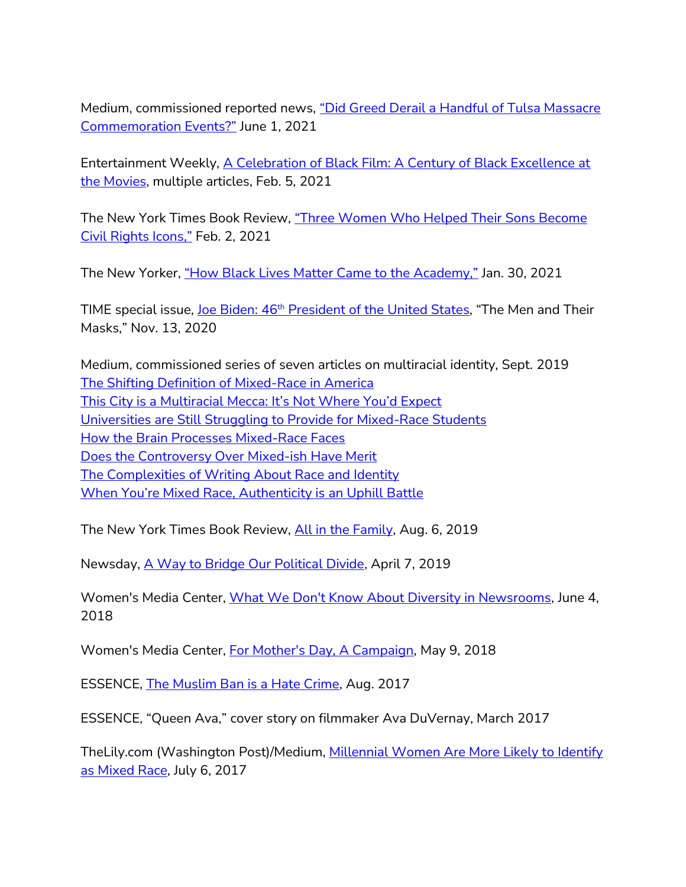Medium, commissioned reported news, "Did Greed Derail a Handful of Tulsa Massacre Commemoration Events?" June 1, 2021

Entertainment Weekly, A Celebration of Black Film: A Century of Black Excellence at the Movies, multiple articles, Feb. 5, 2021

The New York Times Book Review, "Three Women Who Helped Their Sons Become Civil Rights Icons," Feb. 2, 2021

The New Yorker, "How Black Lives Matter Came to the Academy," Jan. 30, 2021

TIME special issue, Joe Biden: 46th President of the United States, "The Men and Their Masks," Nov. 13, 2020

Medium, commissioned series of seven articles on multiracial identity, Sept. 2019
The Shifting Definition of Mixed-Race in America
This City is a Multiracial Mecca: It's Not Where You'd Expect
Universities are Still Struggling to Provide for Mixed-Race Students
How the Brain Processes Mixed-Race Faces
Does the Controversy Over Mixed-ish Have Merit
The Complexities of Writing About Race and Identity
When You're Mixed Race, Authenticity is an Uphill Battle

The New York Times Book Review, All in the Family, Aug. 6, 2019

Newsday, A Way to Bridge Our Political Divide, April 7, 2019

Women's Media Center, What We Don't Know About Diversity in Newsrooms, June 4, 2018

Women's Media Center, For Mother's Day, A Campaign, May 9, 2018

ESSENCE, The Muslim Ban is a Hate Crime, Aug. 2017

ESSENCE, "Queen Ava," cover story on filmmaker Ava DuVernay, March 2017

TheLily.com (Washington Post)/Medium, Millennial Women Are More Likely to Identify as Mixed Race, July 6, 2017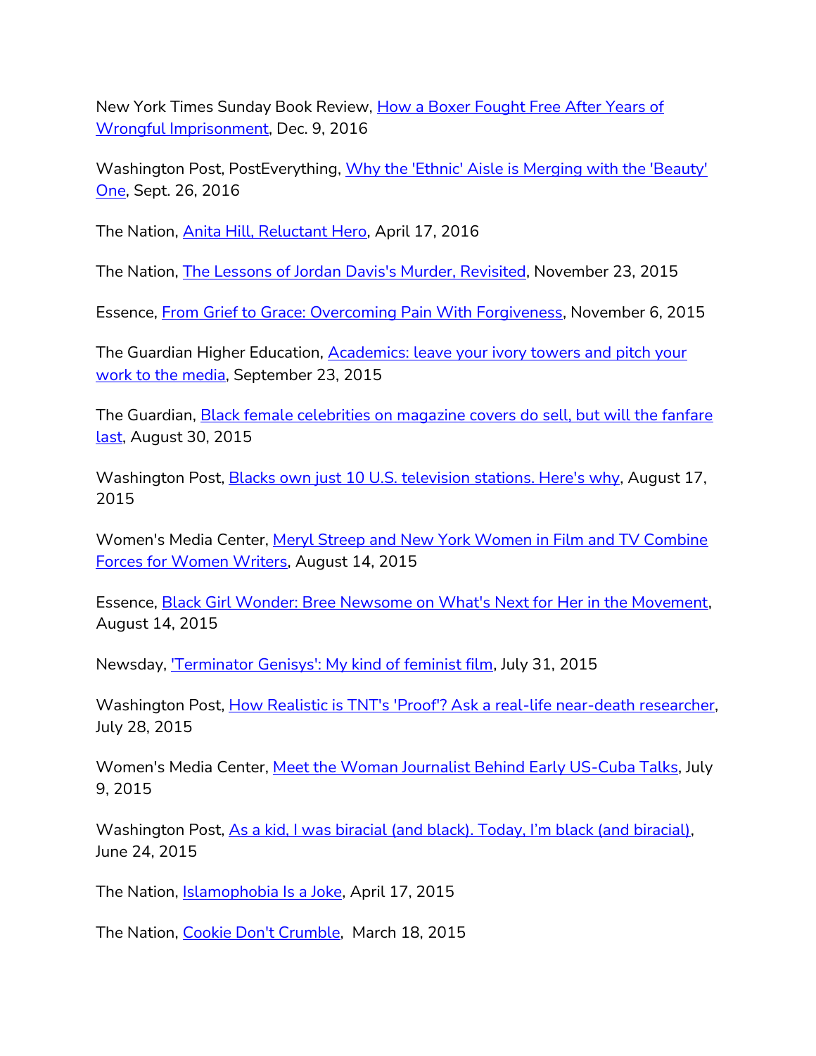New York Times Sunday Book Review, How a Boxer Fought Free After Years of Wrongful Imprisonment, Dec. 9, 2016

Washington Post, PostEverything, Why the 'Ethnic' Aisle is Merging with the 'Beauty' One, Sept. 26, 2016

The Nation, Anita Hill, Reluctant Hero, April 17, 2016

The Nation, The Lessons of Jordan Davis's Murder, Revisited, November 23, 2015

Essence, From Grief to Grace: Overcoming Pain With Forgiveness, November 6, 2015

The Guardian Higher Education, Academics: leave your ivory towers and pitch your work to the media, September 23, 2015

The Guardian, Black female celebrities on magazine covers do sell, but will the fanfare last, August 30, 2015

Washington Post, Blacks own just 10 U.S. television stations. Here's why, August 17, 2015

Women's Media Center, Meryl Streep and New York Women in Film and TV Combine Forces for Women Writers, August 14, 2015

Essence, Black Girl Wonder: Bree Newsome on What's Next for Her in the Movement, August 14, 2015

Newsday, 'Terminator Genisys': My kind of feminist film, July 31, 2015

Washington Post, How Realistic is TNT's 'Proof'? Ask a real-life near-death researcher, July 28, 2015

Women's Media Center, Meet the Woman Journalist Behind Early US-Cuba Talks, July 9, 2015

Washington Post, As a kid, I was biracial (and black). Today, I'm black (and biracial), June 24, 2015

The Nation, Islamophobia Is a Joke, April 17, 2015

The Nation, Cookie Don't Crumble, March 18, 2015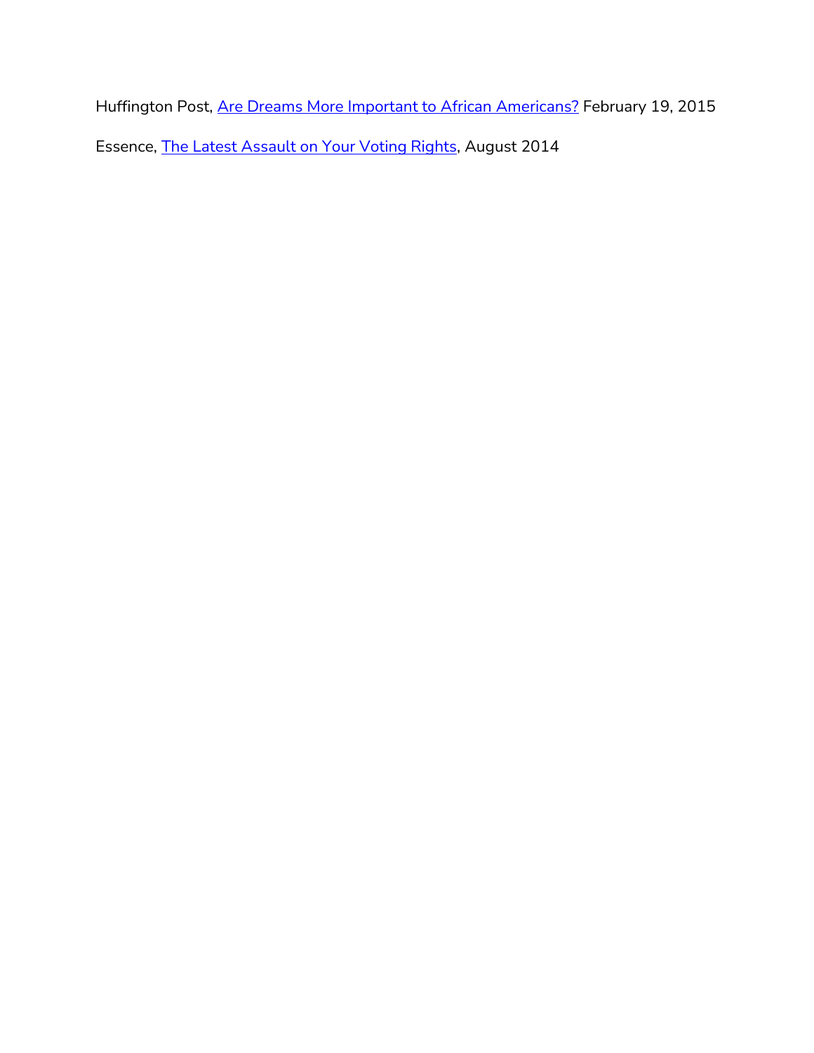Huffington Post, Are Dreams More Important to African Americans? February 19, 2015

Essence, The Latest Assault on Your Voting Rights, August 2014